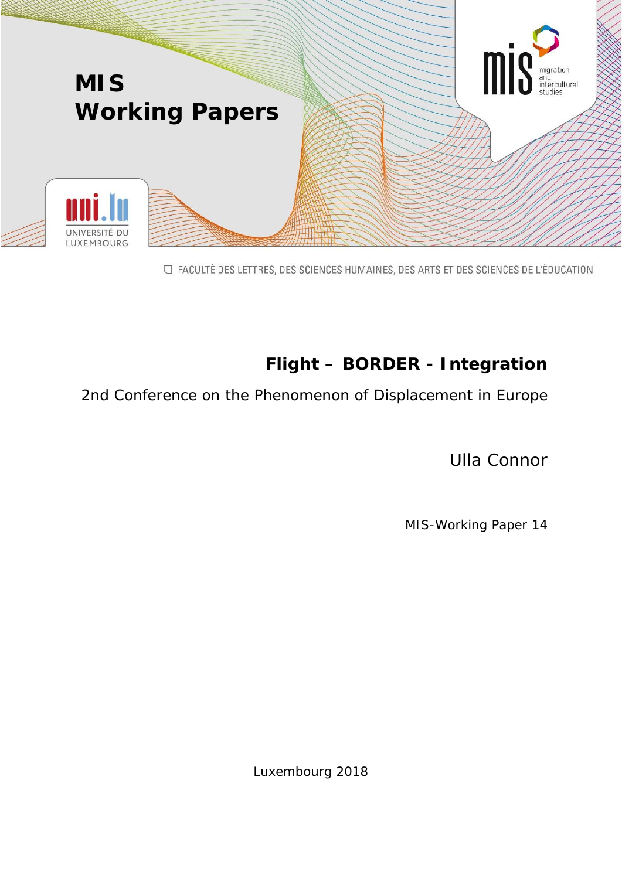# MIS Working Papers

mis migration and intercultural studies

UNIVERSITÉ DU LUXEMBOURG

FACULTÉ DES LETTRES, DES SCIENCES HUMAINES, DES ARTS ET DES SCIENCES DE L'ÉDUCATION

## Flight – BORDER - Integration

2nd Conference on the Phenomenon of Displacement in Europe

Ulla Connor

MIS-Working Paper 14

Luxembourg 2018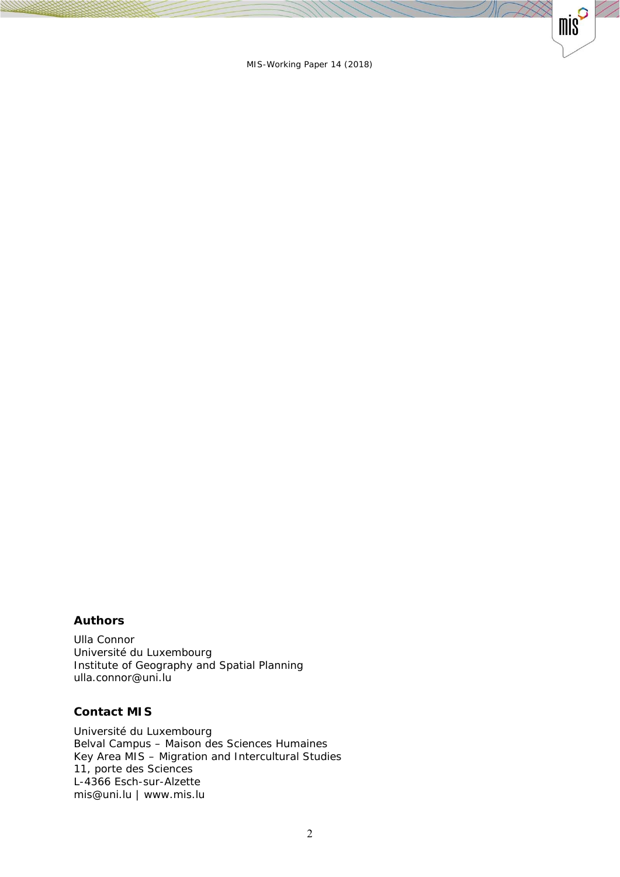## Authors

Ulla Connor
Université du Luxembourg
Institute of Geography and Spatial Planning
ulla.connor@uni.lu

## Contact MIS

Université du Luxembourg
Belval Campus – Maison des Sciences Humaines
Key Area MIS – Migration and Intercultural Studies
11, porte des Sciences
L-4366 Esch-sur-Alzette
mis@uni.lu | www.mis.lu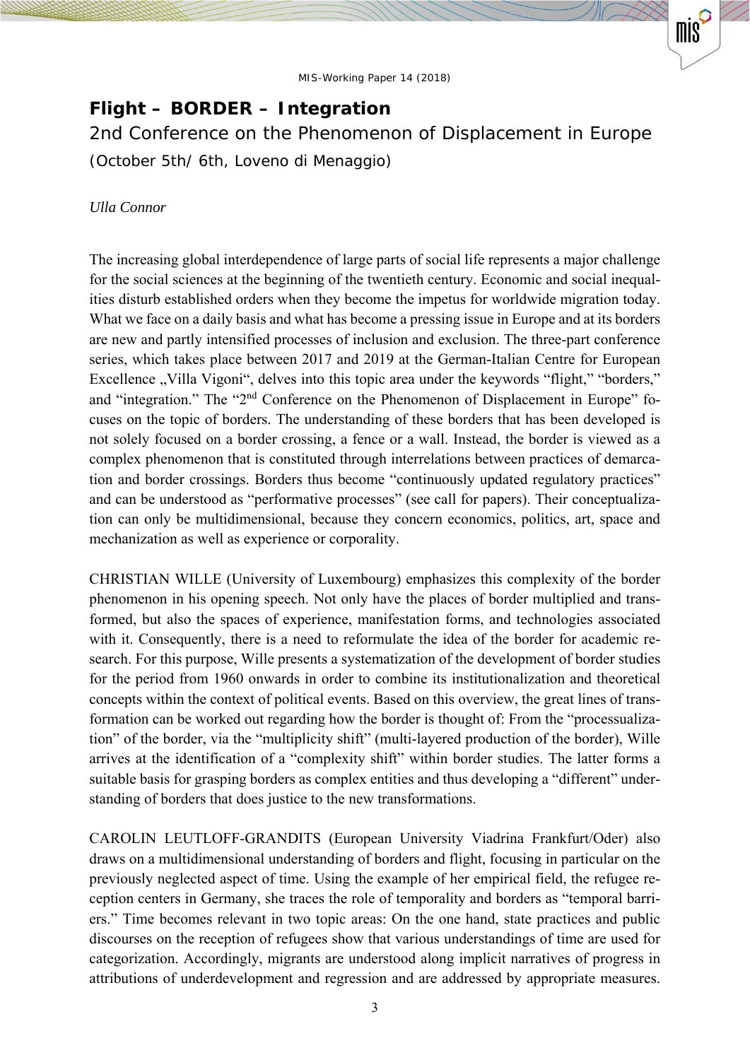# Flight – BORDER – Integration

## 2nd Conference on the Phenomenon of Displacement in Europe

(October 5th/ 6th, Loveno di Menaggio)

*Ulla Connor*

The increasing global interdependence of large parts of social life represents a major challenge for the social sciences at the beginning of the twentieth century. Economic and social inequalities disturb established orders when they become the impetus for worldwide migration today. What we face on a daily basis and what has become a pressing issue in Europe and at its borders are new and partly intensified processes of inclusion and exclusion. The three-part conference series, which takes place between 2017 and 2019 at the German-Italian Centre for European Excellence „Villa Vigoni“, delves into this topic area under the keywords “flight,” “borders,” and “integration.” The “2nd Conference on the Phenomenon of Displacement in Europe” focuses on the topic of borders. The understanding of these borders that has been developed is not solely focused on a border crossing, a fence or a wall. Instead, the border is viewed as a complex phenomenon that is constituted through interrelations between practices of demarcation and border crossings. Borders thus become “continuously updated regulatory practices” and can be understood as “performative processes” (see call for papers). Their conceptualization can only be multidimensional, because they concern economics, politics, art, space and mechanization as well as experience or corporality.

CHRISTIAN WILLE (University of Luxembourg) emphasizes this complexity of the border phenomenon in his opening speech. Not only have the places of border multiplied and transformed, but also the spaces of experience, manifestation forms, and technologies associated with it. Consequently, there is a need to reformulate the idea of the border for academic research. For this purpose, Wille presents a systematization of the development of border studies for the period from 1960 onwards in order to combine its institutionalization and theoretical concepts within the context of political events. Based on this overview, the great lines of transformation can be worked out regarding how the border is thought of: From the “processualization” of the border, via the “multiplicity shift” (multi-layered production of the border), Wille arrives at the identification of a “complexity shift” within border studies. The latter forms a suitable basis for grasping borders as complex entities and thus developing a “different” understanding of borders that does justice to the new transformations.

CAROLIN LEUTLOFF-GRANDITS (European University Viadrina Frankfurt/Oder) also draws on a multidimensional understanding of borders and flight, focusing in particular on the previously neglected aspect of time. Using the example of her empirical field, the refugee reception centers in Germany, she traces the role of temporality and borders as “temporal barriers.” Time becomes relevant in two topic areas: On the one hand, state practices and public discourses on the reception of refugees show that various understandings of time are used for categorization. Accordingly, migrants are understood along implicit narratives of progress in attributions of underdevelopment and regression and are addressed by appropriate measures.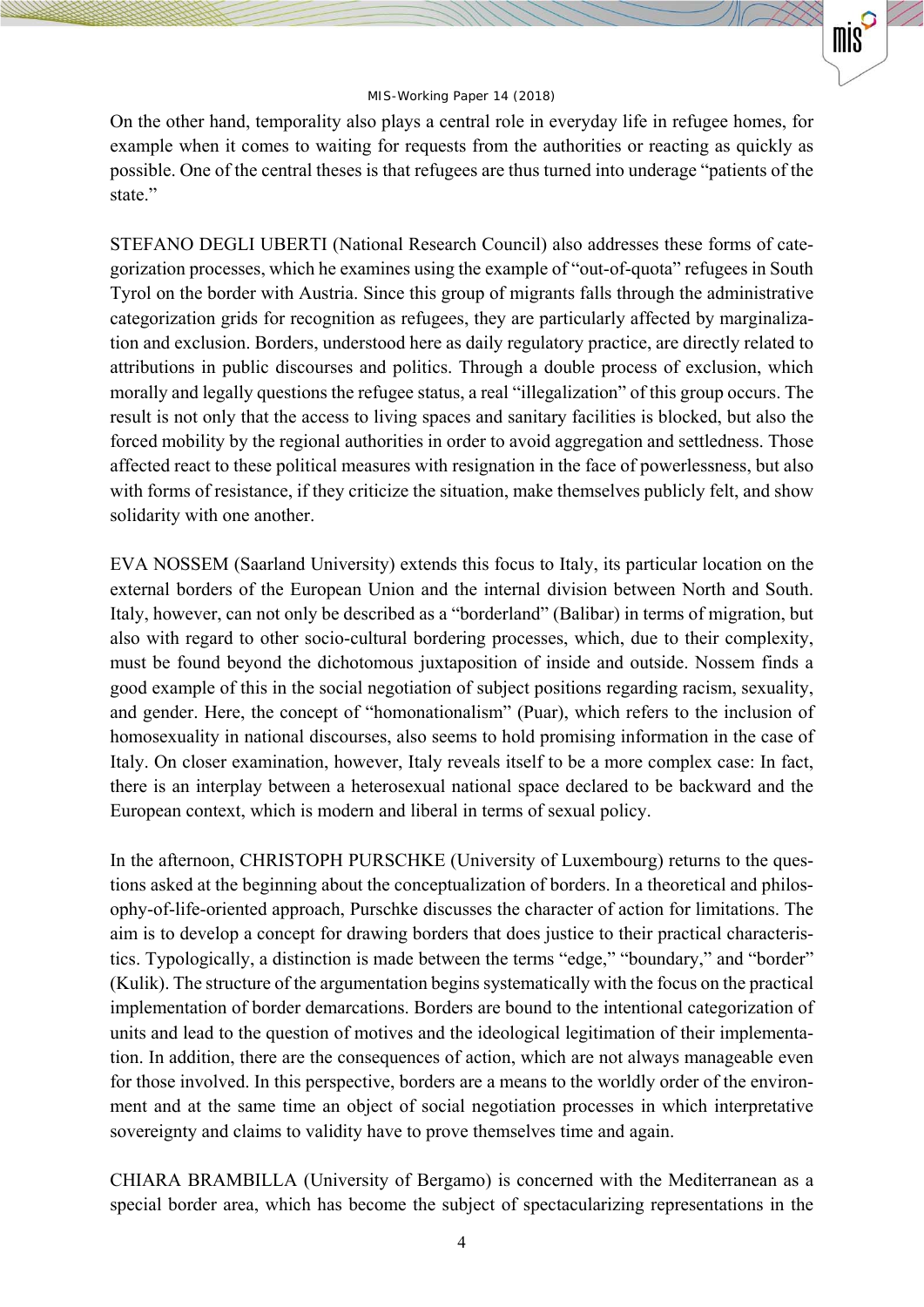On the other hand, temporality also plays a central role in everyday life in refugee homes, for example when it comes to waiting for requests from the authorities or reacting as quickly as possible. One of the central theses is that refugees are thus turned into underage "patients of the state."

STEFANO DEGLI UBERTI (National Research Council) also addresses these forms of categorization processes, which he examines using the example of "out-of-quota" refugees in South Tyrol on the border with Austria. Since this group of migrants falls through the administrative categorization grids for recognition as refugees, they are particularly affected by marginalization and exclusion. Borders, understood here as daily regulatory practice, are directly related to attributions in public discourses and politics. Through a double process of exclusion, which morally and legally questions the refugee status, a real "illegalization" of this group occurs. The result is not only that the access to living spaces and sanitary facilities is blocked, but also the forced mobility by the regional authorities in order to avoid aggregation and settledness. Those affected react to these political measures with resignation in the face of powerlessness, but also with forms of resistance, if they criticize the situation, make themselves publicly felt, and show solidarity with one another.

EVA NOSSEM (Saarland University) extends this focus to Italy, its particular location on the external borders of the European Union and the internal division between North and South. Italy, however, can not only be described as a "borderland" (Balibar) in terms of migration, but also with regard to other socio-cultural bordering processes, which, due to their complexity, must be found beyond the dichotomous juxtaposition of inside and outside. Nossem finds a good example of this in the social negotiation of subject positions regarding racism, sexuality, and gender. Here, the concept of "homonationalism" (Puar), which refers to the inclusion of homosexuality in national discourses, also seems to hold promising information in the case of Italy. On closer examination, however, Italy reveals itself to be a more complex case: In fact, there is an interplay between a heterosexual national space declared to be backward and the European context, which is modern and liberal in terms of sexual policy.

In the afternoon, CHRISTOPH PURSCHKE (University of Luxembourg) returns to the questions asked at the beginning about the conceptualization of borders. In a theoretical and philosophy-of-life-oriented approach, Purschke discusses the character of action for limitations. The aim is to develop a concept for drawing borders that does justice to their practical characteristics. Typologically, a distinction is made between the terms "edge," "boundary," and "border" (Kulik). The structure of the argumentation begins systematically with the focus on the practical implementation of border demarcations. Borders are bound to the intentional categorization of units and lead to the question of motives and the ideological legitimation of their implementation. In addition, there are the consequences of action, which are not always manageable even for those involved. In this perspective, borders are a means to the worldly order of the environment and at the same time an object of social negotiation processes in which interpretative sovereignty and claims to validity have to prove themselves time and again.

CHIARA BRAMBILLA (University of Bergamo) is concerned with the Mediterranean as a special border area, which has become the subject of spectacularizing representations in the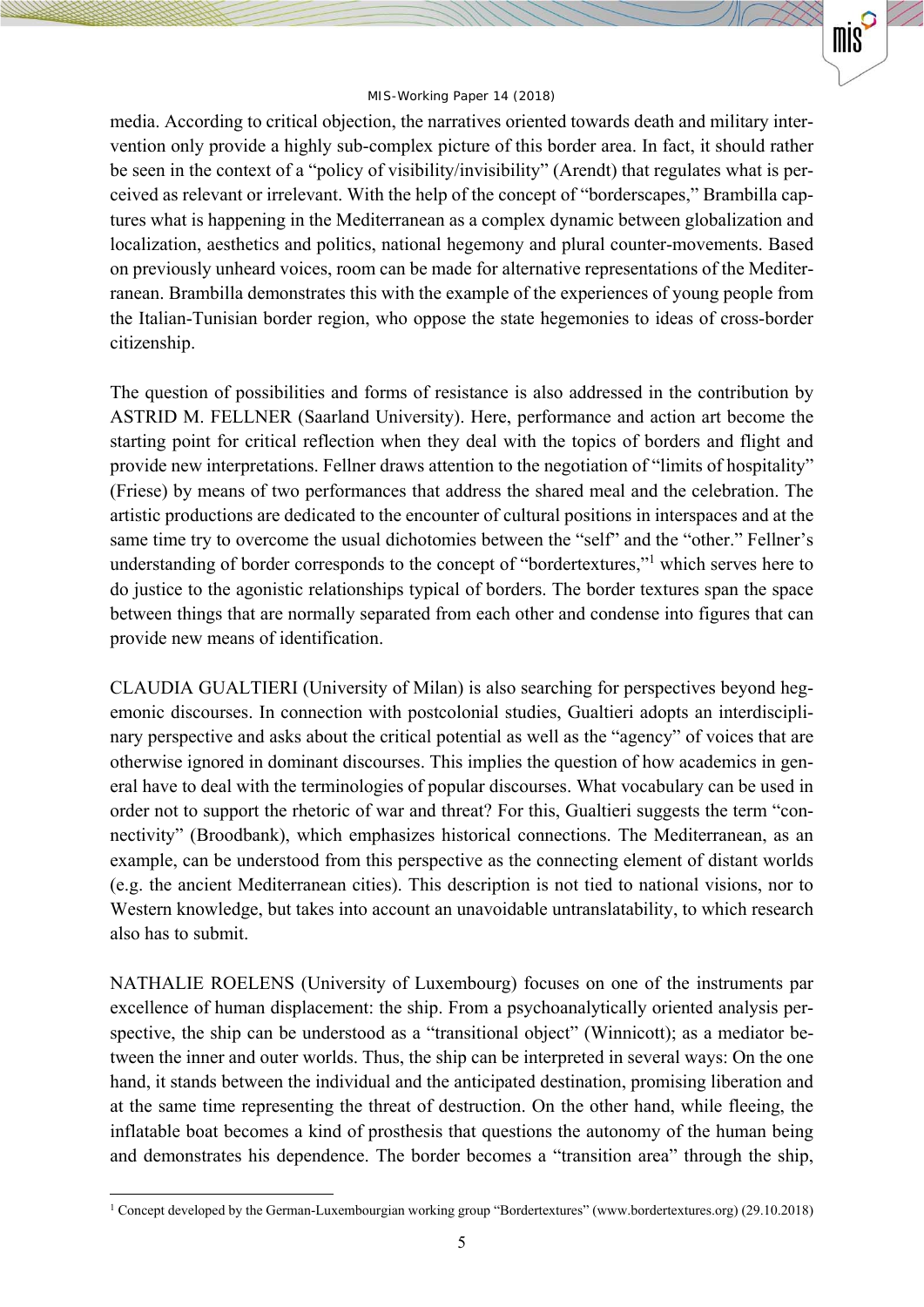media. According to critical objection, the narratives oriented towards death and military intervention only provide a highly sub-complex picture of this border area. In fact, it should rather be seen in the context of a "policy of visibility/invisibility" (Arendt) that regulates what is perceived as relevant or irrelevant. With the help of the concept of "borderscapes," Brambilla captures what is happening in the Mediterranean as a complex dynamic between globalization and localization, aesthetics and politics, national hegemony and plural counter-movements. Based on previously unheard voices, room can be made for alternative representations of the Mediterranean. Brambilla demonstrates this with the example of the experiences of young people from the Italian-Tunisian border region, who oppose the state hegemonies to ideas of cross-border citizenship.

The question of possibilities and forms of resistance is also addressed in the contribution by ASTRID M. FELLNER (Saarland University). Here, performance and action art become the starting point for critical reflection when they deal with the topics of borders and flight and provide new interpretations. Fellner draws attention to the negotiation of "limits of hospitality" (Friese) by means of two performances that address the shared meal and the celebration. The artistic productions are dedicated to the encounter of cultural positions in interspaces and at the same time try to overcome the usual dichotomies between the "self" and the "other." Fellner's understanding of border corresponds to the concept of "bordertextures,"[1] which serves here to do justice to the agonistic relationships typical of borders. The border textures span the space between things that are normally separated from each other and condense into figures that can provide new means of identification.

CLAUDIA GUALTIERI (University of Milan) is also searching for perspectives beyond hegemonic discourses. In connection with postcolonial studies, Gualtieri adopts an interdisciplinary perspective and asks about the critical potential as well as the "agency" of voices that are otherwise ignored in dominant discourses. This implies the question of how academics in general have to deal with the terminologies of popular discourses. What vocabulary can be used in order not to support the rhetoric of war and threat? For this, Gualtieri suggests the term "connectivity" (Broodbank), which emphasizes historical connections. The Mediterranean, as an example, can be understood from this perspective as the connecting element of distant worlds (e.g. the ancient Mediterranean cities). This description is not tied to national visions, nor to Western knowledge, but takes into account an unavoidable untranslatability, to which research also has to submit.

NATHALIE ROELENS (University of Luxembourg) focuses on one of the instruments par excellence of human displacement: the ship. From a psychoanalytically oriented analysis perspective, the ship can be understood as a "transitional object" (Winnicott); as a mediator between the inner and outer worlds. Thus, the ship can be interpreted in several ways: On the one hand, it stands between the individual and the anticipated destination, promising liberation and at the same time representing the threat of destruction. On the other hand, while fleeing, the inflatable boat becomes a kind of prosthesis that questions the autonomy of the human being and demonstrates his dependence. The border becomes a "transition area" through the ship,

[1] Concept developed by the German-Luxembourgian working group "Bordertextures" (www.bordertextures.org) (29.10.2018)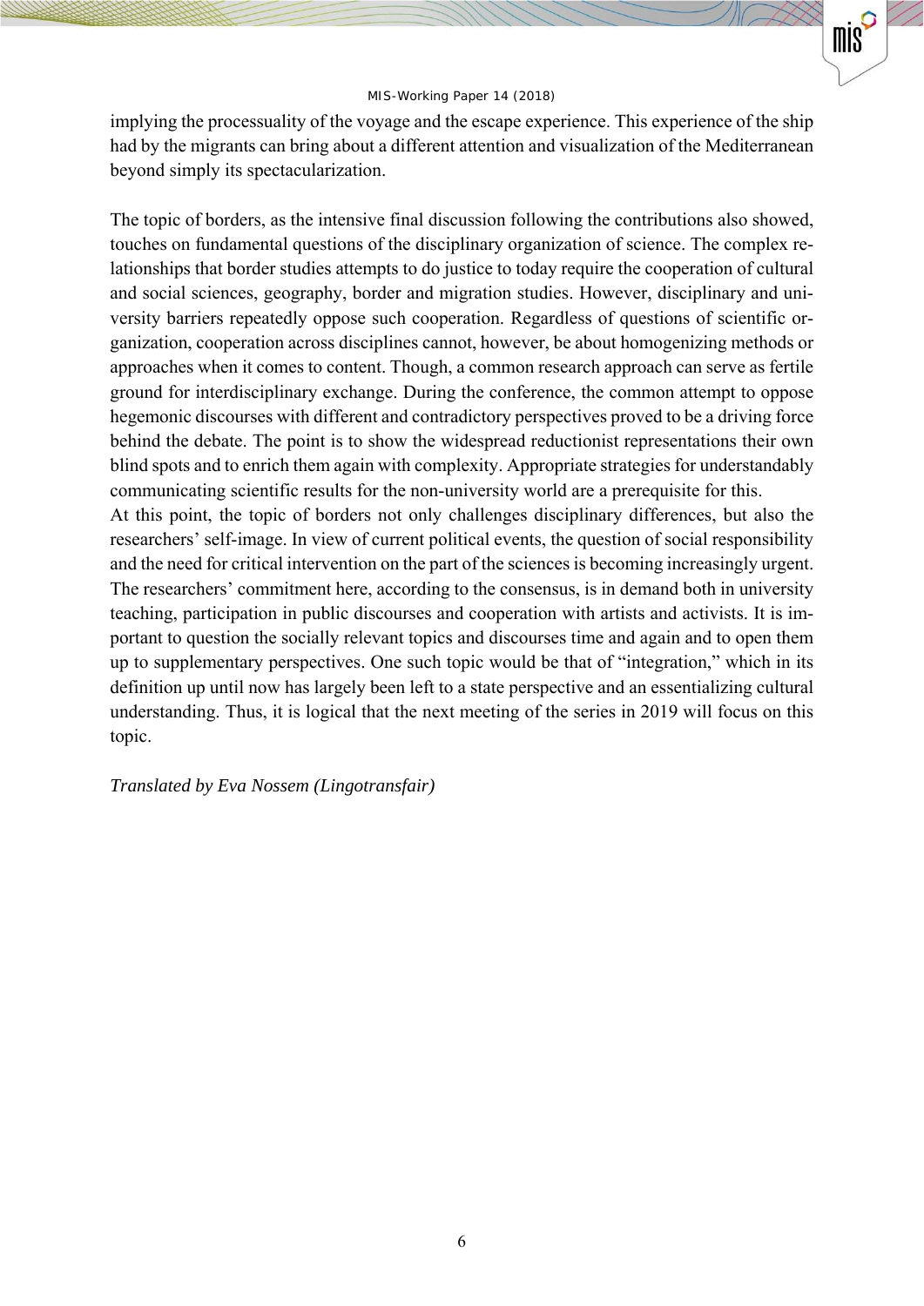implying the processuality of the voyage and the escape experience. This experience of the ship had by the migrants can bring about a different attention and visualization of the Mediterranean beyond simply its spectacularization.

The topic of borders, as the intensive final discussion following the contributions also showed, touches on fundamental questions of the disciplinary organization of science. The complex relationships that border studies attempts to do justice to today require the cooperation of cultural and social sciences, geography, border and migration studies. However, disciplinary and university barriers repeatedly oppose such cooperation. Regardless of questions of scientific organization, cooperation across disciplines cannot, however, be about homogenizing methods or approaches when it comes to content. Though, a common research approach can serve as fertile ground for interdisciplinary exchange. During the conference, the common attempt to oppose hegemonic discourses with different and contradictory perspectives proved to be a driving force behind the debate. The point is to show the widespread reductionist representations their own blind spots and to enrich them again with complexity. Appropriate strategies for understandably communicating scientific results for the non-university world are a prerequisite for this.

At this point, the topic of borders not only challenges disciplinary differences, but also the researchers' self-image. In view of current political events, the question of social responsibility and the need for critical intervention on the part of the sciences is becoming increasingly urgent. The researchers' commitment here, according to the consensus, is in demand both in university teaching, participation in public discourses and cooperation with artists and activists. It is important to question the socially relevant topics and discourses time and again and to open them up to supplementary perspectives. One such topic would be that of "integration," which in its definition up until now has largely been left to a state perspective and an essentializing cultural understanding. Thus, it is logical that the next meeting of the series in 2019 will focus on this topic.

*Translated by Eva Nossem (Lingotransfair)*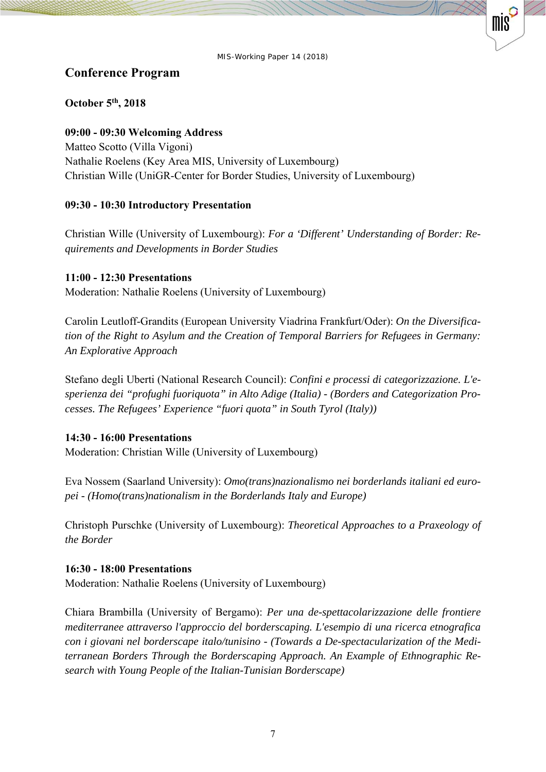## Conference Program

**October 5th, 2018**

**09:00 - 09:30 Welcoming Address**
Matteo Scotto (Villa Vigoni)
Nathalie Roelens (Key Area MIS, University of Luxembourg)
Christian Wille (UniGR-Center for Border Studies, University of Luxembourg)

**09:30 - 10:30 Introductory Presentation**

Christian Wille (University of Luxembourg): *For a 'Different' Understanding of Border: Requirements and Developments in Border Studies*

**11:00 - 12:30 Presentations**
Moderation: Nathalie Roelens (University of Luxembourg)

Carolin Leutloff-Grandits (European University Viadrina Frankfurt/Oder): *On the Diversification of the Right to Asylum and the Creation of Temporal Barriers for Refugees in Germany: An Explorative Approach*

Stefano degli Uberti (National Research Council): *Confini e processi di categorizzazione. L'esperienza dei "profughi fuoriquota" in Alto Adige (Italia) - (Borders and Categorization Processes. The Refugees' Experience "fuori quota" in South Tyrol (Italy))*

**14:30 - 16:00 Presentations**
Moderation: Christian Wille (University of Luxembourg)

Eva Nossem (Saarland University): *Omo(trans)nazionalismo nei borderlands italiani ed europei - (Homo(trans)nationalism in the Borderlands Italy and Europe)*

Christoph Purschke (University of Luxembourg): *Theoretical Approaches to a Praxeology of the Border*

**16:30 - 18:00 Presentations**
Moderation: Nathalie Roelens (University of Luxembourg)

Chiara Brambilla (University of Bergamo): *Per una de-spettacolarizzazione delle frontiere mediterranee attraverso l'approccio del borderscaping. L'esempio di una ricerca etnografica con i giovani nel borderscape italo/tunisino - (Towards a De-spectacularization of the Mediterranean Borders Through the Borderscaping Approach. An Example of Ethnographic Research with Young People of the Italian-Tunisian Borderscape)*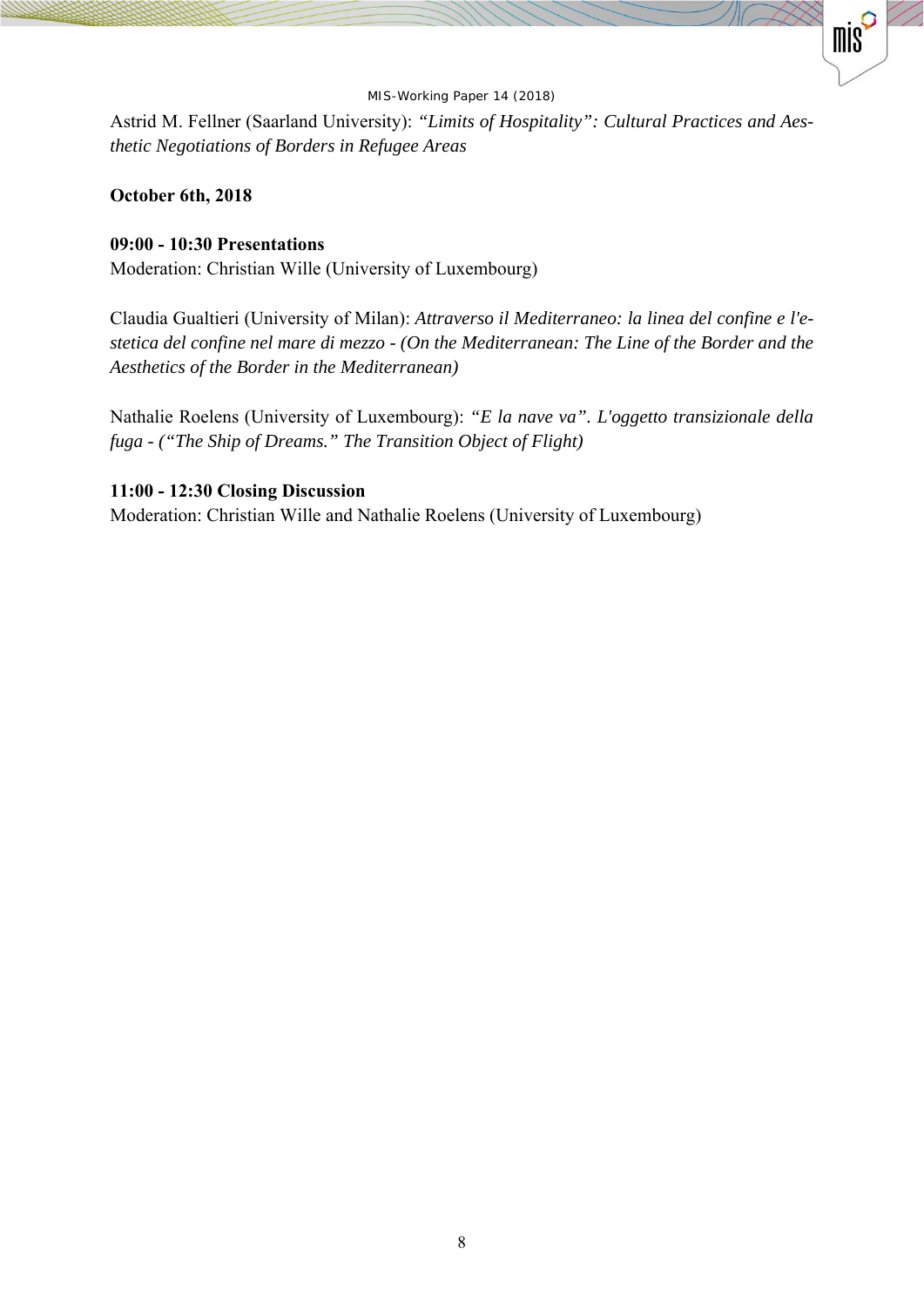Astrid M. Fellner (Saarland University): *"Limits of Hospitality": Cultural Practices and Aesthetic Negotiations of Borders in Refugee Areas*

**October 6th, 2018**

**09:00 - 10:30 Presentations**
Moderation: Christian Wille (University of Luxembourg)

Claudia Gualtieri (University of Milan): *Attraverso il Mediterraneo: la linea del confine e l'estetica del confine nel mare di mezzo - (On the Mediterranean: The Line of the Border and the Aesthetics of the Border in the Mediterranean)*

Nathalie Roelens (University of Luxembourg): *"E la nave va". L'oggetto transizionale della fuga - ("The Ship of Dreams." The Transition Object of Flight)*

**11:00 - 12:30 Closing Discussion**
Moderation: Christian Wille and Nathalie Roelens (University of Luxembourg)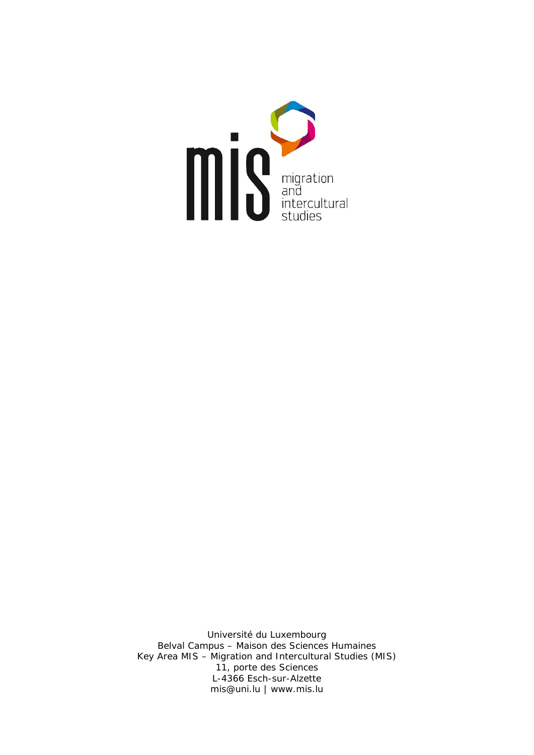mis

migration and intercultural studies

Université du Luxembourg
Belval Campus – Maison des Sciences Humaines
Key Area MIS – Migration and Intercultural Studies (MIS)
11, porte des Sciences
L-4366 Esch-sur-Alzette
mis@uni.lu | www.mis.lu